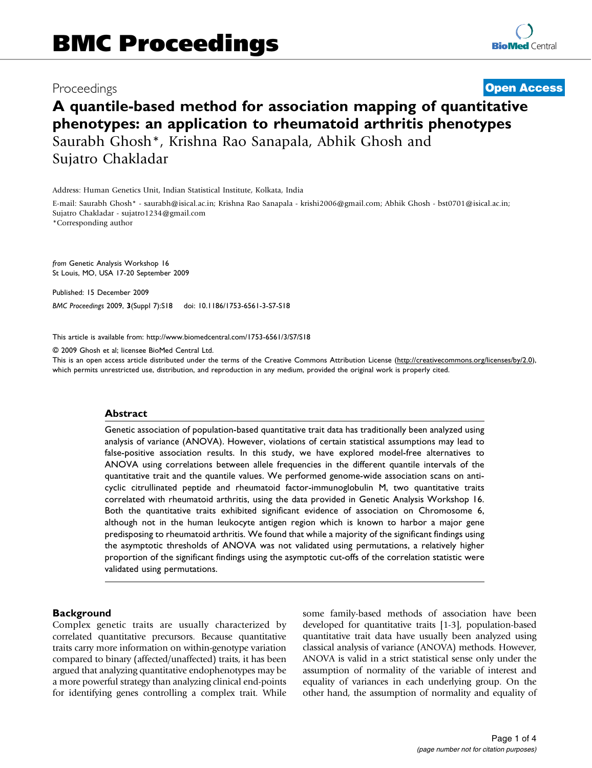Proceedings **Open Access**

# A quantile-based method for association mapping of quantitative phenotypes: an application to rheumatoid arthritis phenotypes

Saurabh Ghosh*, Krishna Rao Sanapala, Abhik Ghosh and Sujatro Chakladar

Address: Human Genetics Unit, Indian Statistical Institute, Kolkata, India

E-mail: Saurabh Ghosh* - saurabh@isical.ac.in; Krishna Rao Sanapala - krishi2006@gmail.com; Abhik Ghosh - bst0701@isical.ac.in; Sujatro Chakladar - sujatro1234@gmail.com

*Corresponding author

*from* Genetic Analysis Workshop 16
St Louis, MO, USA 17-20 September 2009

Published: 15 December 2009

*BMC Proceedings* 2009, **3**(Suppl 7):S18 doi: 10.1186/1753-6561-3-S7-S18

This article is available from: http://www.biomedcentral.com/1753-6561/3/S7/S18

© 2009 Ghosh et al; licensee BioMed Central Ltd.
This is an open access article distributed under the terms of the Creative Commons Attribution License (http://creativecommons.org/licenses/by/2.0), which permits unrestricted use, distribution, and reproduction in any medium, provided the original work is properly cited.

## Abstract

Genetic association of population-based quantitative trait data has traditionally been analyzed using analysis of variance (ANOVA). However, violations of certain statistical assumptions may lead to false-positive association results. In this study, we have explored model-free alternatives to ANOVA using correlations between allele frequencies in the different quantile intervals of the quantitative trait and the quantile values. We performed genome-wide association scans on anti-cyclic citrullinated peptide and rheumatoid factor-immunoglobulin M, two quantitative traits correlated with rheumatoid arthritis, using the data provided in Genetic Analysis Workshop 16. Both the quantitative traits exhibited significant evidence of association on Chromosome 6, although not in the human leukocyte antigen region which is known to harbor a major gene predisposing to rheumatoid arthritis. We found that while a majority of the significant findings using the asymptotic thresholds of ANOVA was not validated using permutations, a relatively higher proportion of the significant findings using the asymptotic cut-offs of the correlation statistic were validated using permutations.

## Background

Complex genetic traits are usually characterized by correlated quantitative precursors. Because quantitative traits carry more information on within-genotype variation compared to binary (affected/unaffected) traits, it has been argued that analyzing quantitative endophenotypes may be a more powerful strategy than analyzing clinical end-points for identifying genes controlling a complex trait. While some family-based methods of association have been developed for quantitative traits [1-3], population-based quantitative trait data have usually been analyzed using classical analysis of variance (ANOVA) methods. However, ANOVA is valid in a strict statistical sense only under the assumption of normality of the variable of interest and equality of variances in each underlying group. On the other hand, the assumption of normality and equality of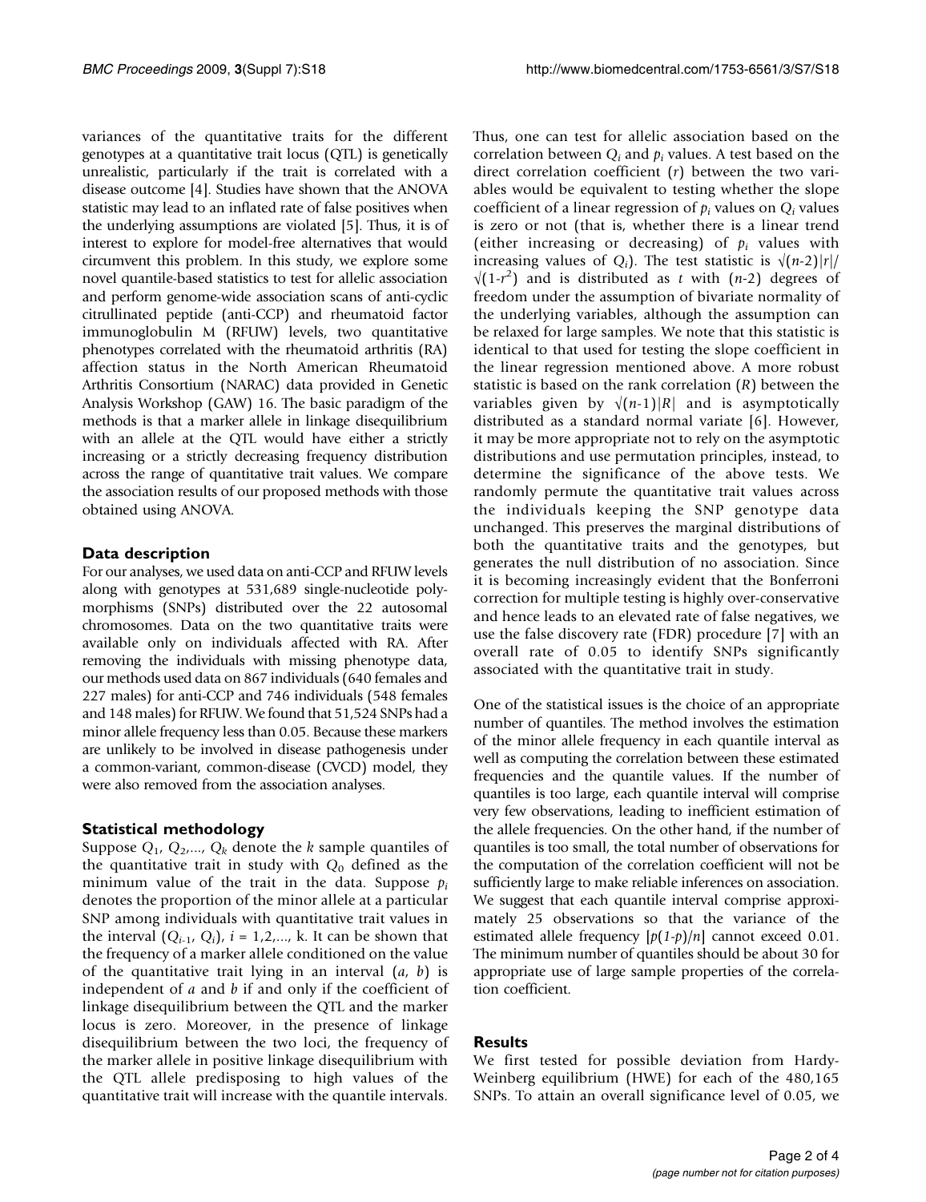variances of the quantitative traits for the different genotypes at a quantitative trait locus (QTL) is genetically unrealistic, particularly if the trait is correlated with a disease outcome [4]. Studies have shown that the ANOVA statistic may lead to an inflated rate of false positives when the underlying assumptions are violated [5]. Thus, it is of interest to explore for model-free alternatives that would circumvent this problem. In this study, we explore some novel quantile-based statistics to test for allelic association and perform genome-wide association scans of anti-cyclic citrullinated peptide (anti-CCP) and rheumatoid factor immunoglobulin M (RFUW) levels, two quantitative phenotypes correlated with the rheumatoid arthritis (RA) affection status in the North American Rheumatoid Arthritis Consortium (NARAC) data provided in Genetic Analysis Workshop (GAW) 16. The basic paradigm of the methods is that a marker allele in linkage disequilibrium with an allele at the QTL would have either a strictly increasing or a strictly decreasing frequency distribution across the range of quantitative trait values. We compare the association results of our proposed methods with those obtained using ANOVA.

## Data description

For our analyses, we used data on anti-CCP and RFUW levels along with genotypes at 531,689 single-nucleotide polymorphisms (SNPs) distributed over the 22 autosomal chromosomes. Data on the two quantitative traits were available only on individuals affected with RA. After removing the individuals with missing phenotype data, our methods used data on 867 individuals (640 females and 227 males) for anti-CCP and 746 individuals (548 females and 148 males) for RFUW. We found that 51,524 SNPs had a minor allele frequency less than 0.05. Because these markers are unlikely to be involved in disease pathogenesis under a common-variant, common-disease (CVCD) model, they were also removed from the association analyses.

## Statistical methodology

Suppose $Q_1, Q_2,..., Q_k$ denote the $k$ sample quantiles of the quantitative trait in study with $Q_0$ defined as the minimum value of the trait in the data. Suppose $p_i$ denotes the proportion of the minor allele at a particular SNP among individuals with quantitative trait values in the interval $(Q_{i-1}, Q_i)$, $i = 1,2,..., k$. It can be shown that the frequency of a marker allele conditioned on the value of the quantitative trait lying in an interval $(a, b)$ is independent of $a$ and $b$ if and only if the coefficient of linkage disequilibrium between the QTL and the marker locus is zero. Moreover, in the presence of linkage disequilibrium between the two loci, the frequency of the marker allele in positive linkage disequilibrium with the QTL allele predisposing to high values of the quantitative trait will increase with the quantile intervals.

Thus, one can test for allelic association based on the correlation between $Q_i$ and $p_i$ values. A test based on the direct correlation coefficient ($r$) between the two variables would be equivalent to testing whether the slope coefficient of a linear regression of $p_i$ values on $Q_i$ values is zero or not (that is, whether there is a linear trend (either increasing or decreasing) of $p_i$ values with increasing values of $Q_i$). The test statistic is $\sqrt{(n-2)}|r|/\sqrt{(1-r^2)}$ and is distributed as $t$ with $(n-2)$ degrees of freedom under the assumption of bivariate normality of the underlying variables, although the assumption can be relaxed for large samples. We note that this statistic is identical to that used for testing the slope coefficient in the linear regression mentioned above. A more robust statistic is based on the rank correlation ($R$) between the variables given by $\sqrt{(n-1)}|R|$ and is asymptotically distributed as a standard normal variate [6]. However, it may be more appropriate not to rely on the asymptotic distributions and use permutation principles, instead, to determine the significance of the above tests. We randomly permute the quantitative trait values across the individuals keeping the SNP genotype data unchanged. This preserves the marginal distributions of both the quantitative traits and the genotypes, but generates the null distribution of no association. Since it is becoming increasingly evident that the Bonferroni correction for multiple testing is highly over-conservative and hence leads to an elevated rate of false negatives, we use the false discovery rate (FDR) procedure [7] with an overall rate of 0.05 to identify SNPs significantly associated with the quantitative trait in study.

One of the statistical issues is the choice of an appropriate number of quantiles. The method involves the estimation of the minor allele frequency in each quantile interval as well as computing the correlation between these estimated frequencies and the quantile values. If the number of quantiles is too large, each quantile interval will comprise very few observations, leading to inefficient estimation of the allele frequencies. On the other hand, if the number of quantiles is too small, the total number of observations for the computation of the correlation coefficient will not be sufficiently large to make reliable inferences on association. We suggest that each quantile interval comprise approximately 25 observations so that the variance of the estimated allele frequency $[p(1-p)/n]$ cannot exceed 0.01. The minimum number of quantiles should be about 30 for appropriate use of large sample properties of the correlation coefficient.

## Results

We first tested for possible deviation from Hardy-Weinberg equilibrium (HWE) for each of the 480,165 SNPs. To attain an overall significance level of 0.05, we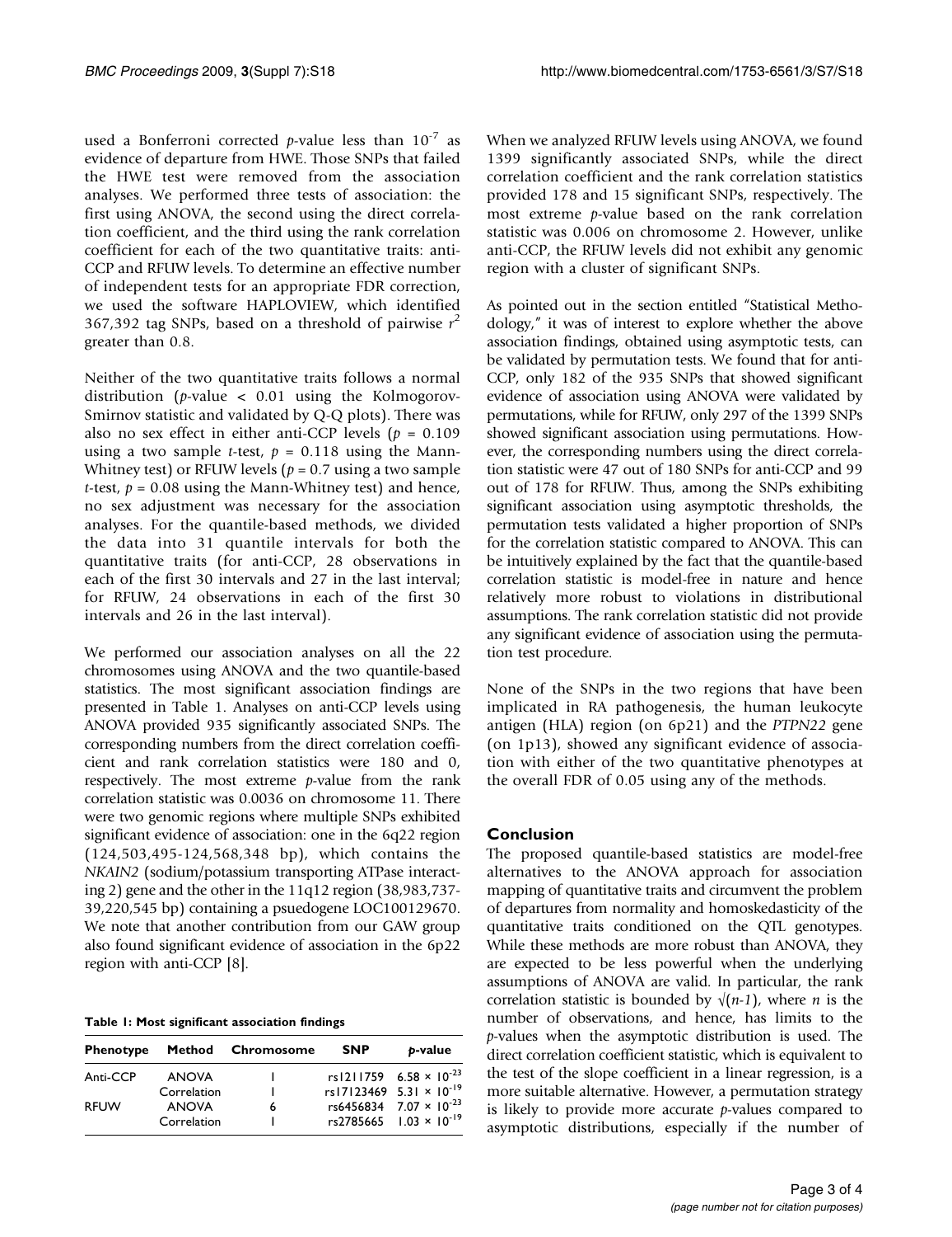used a Bonferroni corrected *p*-value less than $10^{-7}$ as evidence of departure from HWE. Those SNPs that failed the HWE test were removed from the association analyses. We performed three tests of association: the first using ANOVA, the second using the direct correlation coefficient, and the third using the rank correlation coefficient for each of the two quantitative traits: anti-CCP and RFUW levels. To determine an effective number of independent tests for an appropriate FDR correction, we used the software HAPLOVIEW, which identified 367,392 tag SNPs, based on a threshold of pairwise $r^2$ greater than 0.8.

Neither of the two quantitative traits follows a normal distribution (*p*-value < 0.01 using the Kolmogorov-Smirnov statistic and validated by Q-Q plots). There was also no sex effect in either anti-CCP levels ($p = 0.109$ using a two sample *t*-test, $p = 0.118$ using the Mann-Whitney test) or RFUW levels ($p = 0.7$ using a two sample *t*-test, $p = 0.08$ using the Mann-Whitney test) and hence, no sex adjustment was necessary for the association analyses. For the quantile-based methods, we divided the data into 31 quantile intervals for both the quantitative traits (for anti-CCP, 28 observations in each of the first 30 intervals and 27 in the last interval; for RFUW, 24 observations in each of the first 30 intervals and 26 in the last interval).

We performed our association analyses on all the 22 chromosomes using ANOVA and the two quantile-based statistics. The most significant association findings are presented in Table 1. Analyses on anti-CCP levels using ANOVA provided 935 significantly associated SNPs. The corresponding numbers from the direct correlation coefficient and rank correlation statistics were 180 and 0, respectively. The most extreme *p*-value from the rank correlation statistic was 0.0036 on chromosome 11. There were two genomic regions where multiple SNPs exhibited significant evidence of association: one in the 6q22 region (124,503,495-124,568,348 bp), which contains the *NKAIN2* (sodium/potassium transporting ATPase interacting 2) gene and the other in the 11q12 region (38,983,737-39,220,545 bp) containing a psuedogene LOC100129670. We note that another contribution from our GAW group also found significant evidence of association in the 6p22 region with anti-CCP [8].

**Table 1: Most significant association findings**

| Phenotype | Method | Chromosome | SNP | *p*-value |
|---|---|---|---|---|
| Anti-CCP | ANOVA | 1 | rs1211759 | $6.58 \times 10^{-23}$ |
| | Correlation | 1 | rs17123469 | $5.31 \times 10^{-19}$ |
| RFUW | ANOVA | 6 | rs6456834 | $7.07 \times 10^{-23}$ |
| | Correlation | 1 | rs2785665 | $1.03 \times 10^{-19}$ |

When we analyzed RFUW levels using ANOVA, we found 1399 significantly associated SNPs, while the direct correlation coefficient and the rank correlation statistics provided 178 and 15 significant SNPs, respectively. The most extreme *p*-value based on the rank correlation statistic was 0.006 on chromosome 2. However, unlike anti-CCP, the RFUW levels did not exhibit any genomic region with a cluster of significant SNPs.

As pointed out in the section entitled "Statistical Methodology," it was of interest to explore whether the above association findings, obtained using asymptotic tests, can be validated by permutation tests. We found that for anti-CCP, only 182 of the 935 SNPs that showed significant evidence of association using ANOVA were validated by permutations, while for RFUW, only 297 of the 1399 SNPs showed significant association using permutations. However, the corresponding numbers using the direct correlation statistic were 47 out of 180 SNPs for anti-CCP and 99 out of 178 for RFUW. Thus, among the SNPs exhibiting significant association using asymptotic thresholds, the permutation tests validated a higher proportion of SNPs for the correlation statistic compared to ANOVA. This can be intuitively explained by the fact that the quantile-based correlation statistic is model-free in nature and hence relatively more robust to violations in distributional assumptions. The rank correlation statistic did not provide any significant evidence of association using the permutation test procedure.

None of the SNPs in the two regions that have been implicated in RA pathogenesis, the human leukocyte antigen (HLA) region (on 6p21) and the *PTPN22* gene (on 1p13), showed any significant evidence of association with either of the two quantitative phenotypes at the overall FDR of 0.05 using any of the methods.

## Conclusion

The proposed quantile-based statistics are model-free alternatives to the ANOVA approach for association mapping of quantitative traits and circumvent the problem of departures from normality and homoskedasticity of the quantitative traits conditioned on the QTL genotypes. While these methods are more robust than ANOVA, they are expected to be less powerful when the underlying assumptions of ANOVA are valid. In particular, the rank correlation statistic is bounded by $\sqrt{(n-1)}$, where $n$ is the number of observations, and hence, has limits to the *p*-values when the asymptotic distribution is used. The direct correlation coefficient statistic, which is equivalent to the test of the slope coefficient in a linear regression, is a more suitable alternative. However, a permutation strategy is likely to provide more accurate *p*-values compared to asymptotic distributions, especially if the number of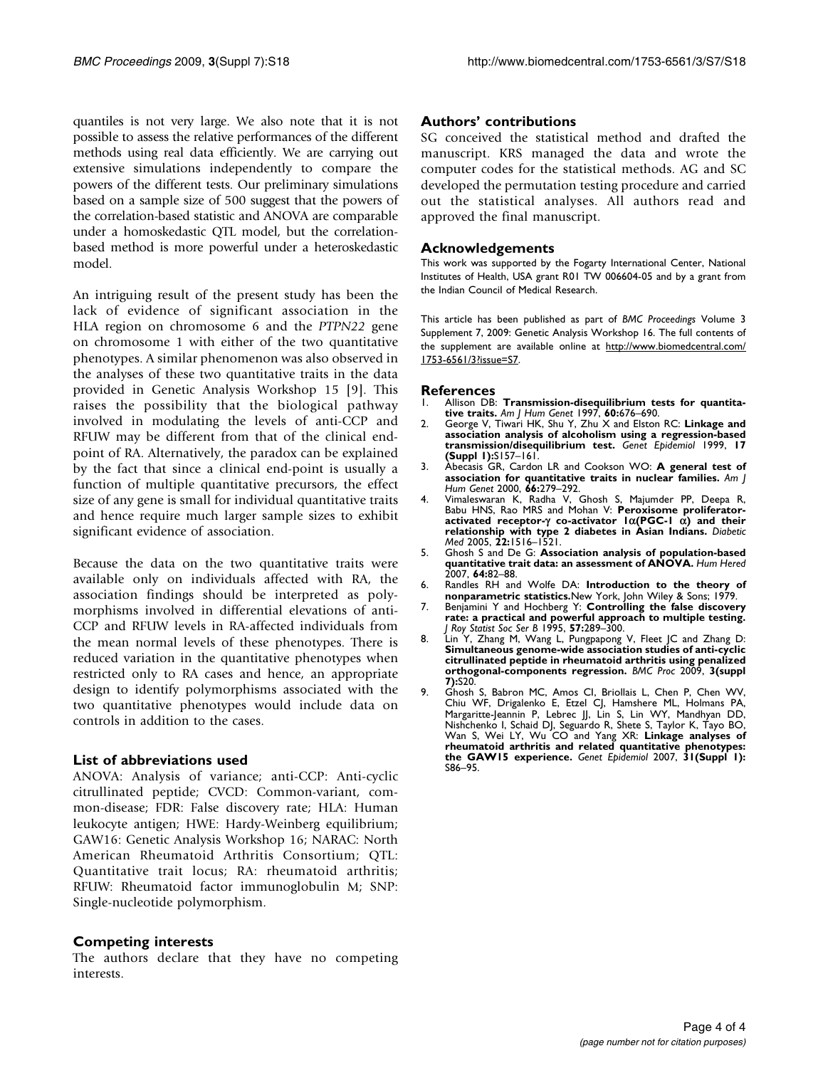quantiles is not very large. We also note that it is not possible to assess the relative performances of the different methods using real data efficiently. We are carrying out extensive simulations independently to compare the powers of the different tests. Our preliminary simulations based on a sample size of 500 suggest that the powers of the correlation-based statistic and ANOVA are comparable under a homoskedastic QTL model, but the correlation-based method is more powerful under a heteroskedastic model.

An intriguing result of the present study has been the lack of evidence of significant association in the HLA region on chromosome 6 and the *PTPN22* gene on chromosome 1 with either of the two quantitative phenotypes. A similar phenomenon was also observed in the analyses of these two quantitative traits in the data provided in Genetic Analysis Workshop 15 [9]. This raises the possibility that the biological pathway involved in modulating the levels of anti-CCP and RFUW may be different from that of the clinical end-point of RA. Alternatively, the paradox can be explained by the fact that since a clinical end-point is usually a function of multiple quantitative precursors, the effect size of any gene is small for individual quantitative traits and hence require much larger sample sizes to exhibit significant evidence of association.

Because the data on the two quantitative traits were available only on individuals affected with RA, the association findings should be interpreted as polymorphisms involved in differential elevations of anti-CCP and RFUW levels in RA-affected individuals from the mean normal levels of these phenotypes. There is reduced variation in the quantitative phenotypes when restricted only to RA cases and hence, an appropriate design to identify polymorphisms associated with the two quantitative phenotypes would include data on controls in addition to the cases.

## List of abbreviations used

ANOVA: Analysis of variance; anti-CCP: Anti-cyclic citrullinated peptide; CVCD: Common-variant, common-disease; FDR: False discovery rate; HLA: Human leukocyte antigen; HWE: Hardy-Weinberg equilibrium; GAW16: Genetic Analysis Workshop 16; NARAC: North American Rheumatoid Arthritis Consortium; QTL: Quantitative trait locus; RA: rheumatoid arthritis; RFUW: Rheumatoid factor immunoglobulin M; SNP: Single-nucleotide polymorphism.

## Competing interests

The authors declare that they have no competing interests.

## Authors' contributions

SG conceived the statistical method and drafted the manuscript. KRS managed the data and wrote the computer codes for the statistical methods. AG and SC developed the permutation testing procedure and carried out the statistical analyses. All authors read and approved the final manuscript.

## Acknowledgements

This work was supported by the Fogarty International Center, National Institutes of Health, USA grant R01 TW 006604-05 and by a grant from the Indian Council of Medical Research.

This article has been published as part of *BMC Proceedings* Volume 3 Supplement 7, 2009: Genetic Analysis Workshop 16. The full contents of the supplement are available online at http://www.biomedcentral.com/1753-6561/3?issue=S7.

## References

1. Allison DB: **Transmission-disequilibrium tests for quantitative traits.** *Am J Hum Genet* 1997, **60:**676–690.
2. George V, Tiwari HK, Shu Y, Zhu X and Elston RC: **Linkage and association analysis of alcoholism using a regression-based transmission/disequilibrium test.** *Genet Epidemiol* 1999, **17 (Suppl 1):**S157–161.
3. Abecasis GR, Cardon LR and Cookson WO: **A general test of association for quantitative traits in nuclear families.** *Am J Hum Genet* 2000, **66:**279–292.
4. Vimaleswaran K, Radha V, Ghosh S, Majumder PP, Deepa R, Babu HNS, Rao MRS and Mohan V: **Peroxisome proliferator-activated receptor-γ co-activator 1α(PGC-1 α) and their relationship with type 2 diabetes in Asian Indians.** *Diabetic Med* 2005, **22:**1516–1521.
5. Ghosh S and De G: **Association analysis of population-based quantitative trait data: an assessment of ANOVA.** *Hum Hered* 2007, **64:**82–88.
6. Randles RH and Wolfe DA: **Introduction to the theory of nonparametric statistics.**New York, John Wiley & Sons; 1979.
7. Benjamini Y and Hochberg Y: **Controlling the false discovery rate: a practical and powerful approach to multiple testing.** *J Roy Statist Soc Ser B* 1995, **57:**289–300.
8. Lin Y, Zhang M, Wang L, Pungpapong V, Fleet JC and Zhang D: **Simultaneous genome-wide association studies of anti-cyclic citrullinated peptide in rheumatoid arthritis using penalized orthogonal-components regression.** *BMC Proc* 2009, **3(suppl 7):**S20.
9. Ghosh S, Babron MC, Amos CI, Briollais L, Chen P, Chen WV, Chiu WF, Drigalenko E, Etzel CJ, Hamshere ML, Holmans PA, Margaritte-Jeannin P, Lebrec JJ, Lin S, Lin WY, Mandhyan DD, Nishchenko I, Schaid DJ, Seguardo R, Shete S, Taylor K, Tayo BO, Wan S, Wei LY, Wu CO and Yang XR: **Linkage analyses of rheumatoid arthritis and related quantitative phenotypes: the GAW15 experience.** *Genet Epidemiol* 2007, **31(Suppl 1):** S86–95.